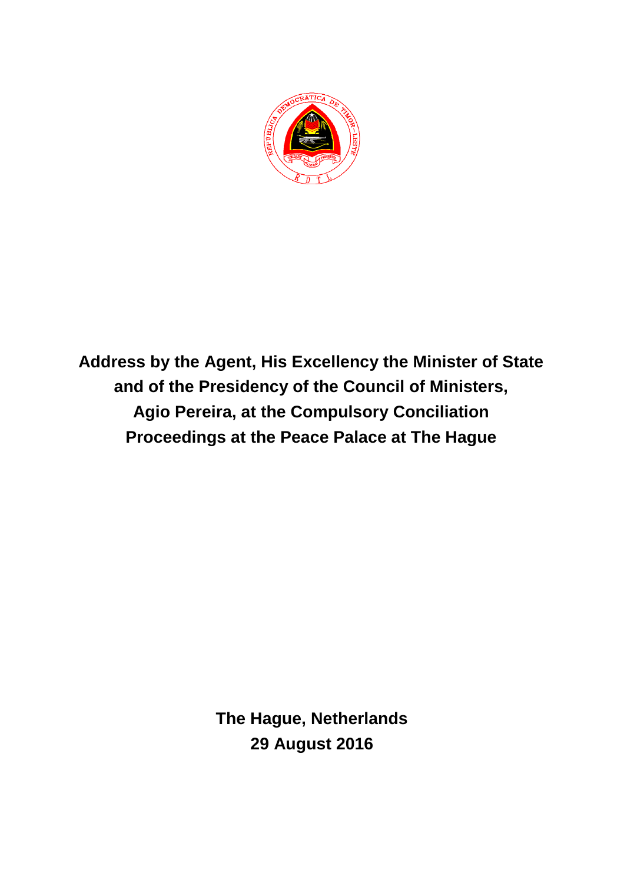**Address by the Agent, His Excellency the Minister of State and of the Presidency of the Council of Ministers, Agio Pereira, at the Compulsory Conciliation Proceedings at the Peace Palace at The Hague**

**The Hague, Netherlands**
**29 August 2016**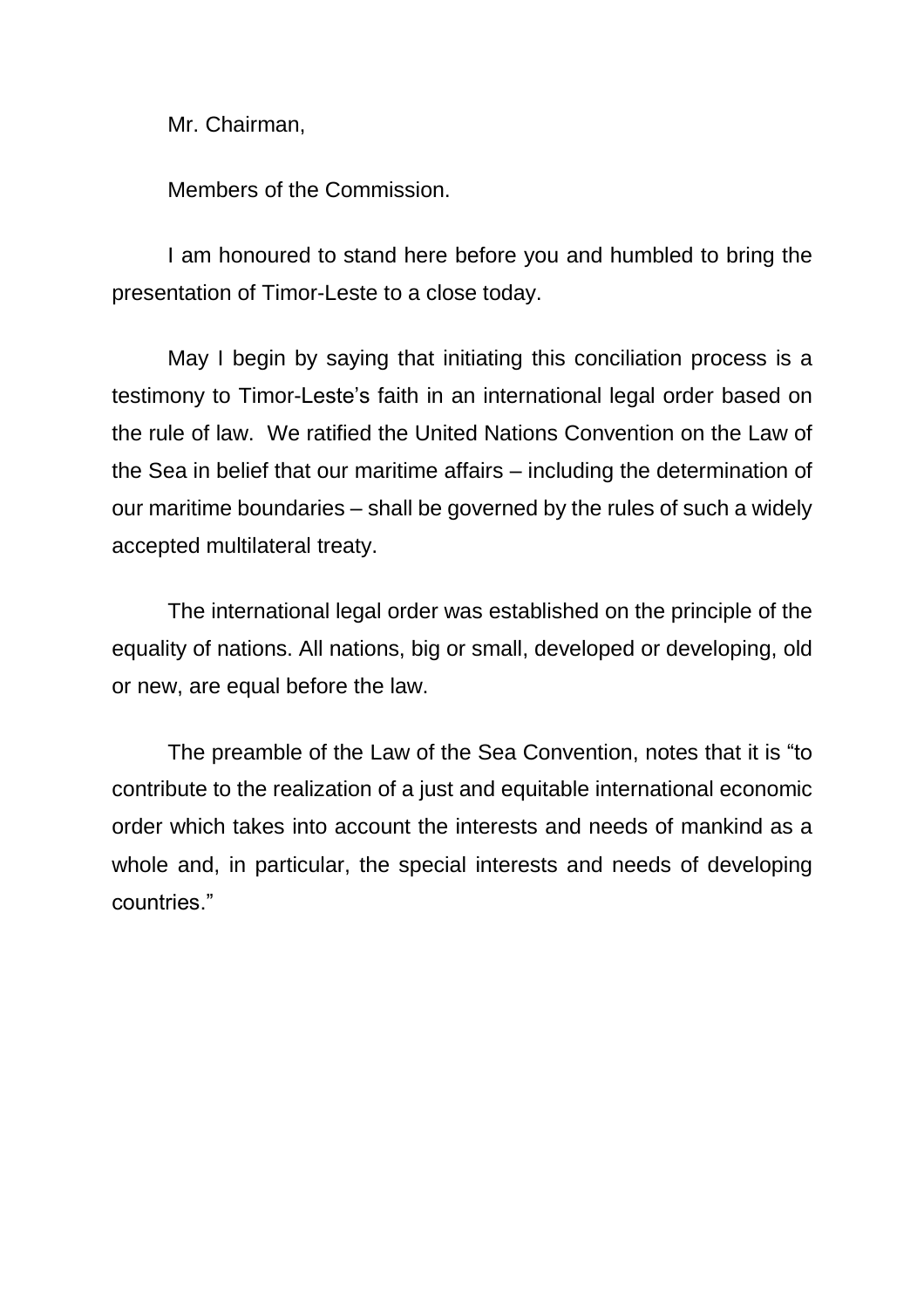Mr. Chairman,

Members of the Commission.

I am honoured to stand here before you and humbled to bring the presentation of Timor-Leste to a close today.

May I begin by saying that initiating this conciliation process is a testimony to Timor-Leste's faith in an international legal order based on the rule of law. We ratified the United Nations Convention on the Law of the Sea in belief that our maritime affairs – including the determination of our maritime boundaries – shall be governed by the rules of such a widely accepted multilateral treaty.

The international legal order was established on the principle of the equality of nations. All nations, big or small, developed or developing, old or new, are equal before the law.

The preamble of the Law of the Sea Convention, notes that it is "to contribute to the realization of a just and equitable international economic order which takes into account the interests and needs of mankind as a whole and, in particular, the special interests and needs of developing countries."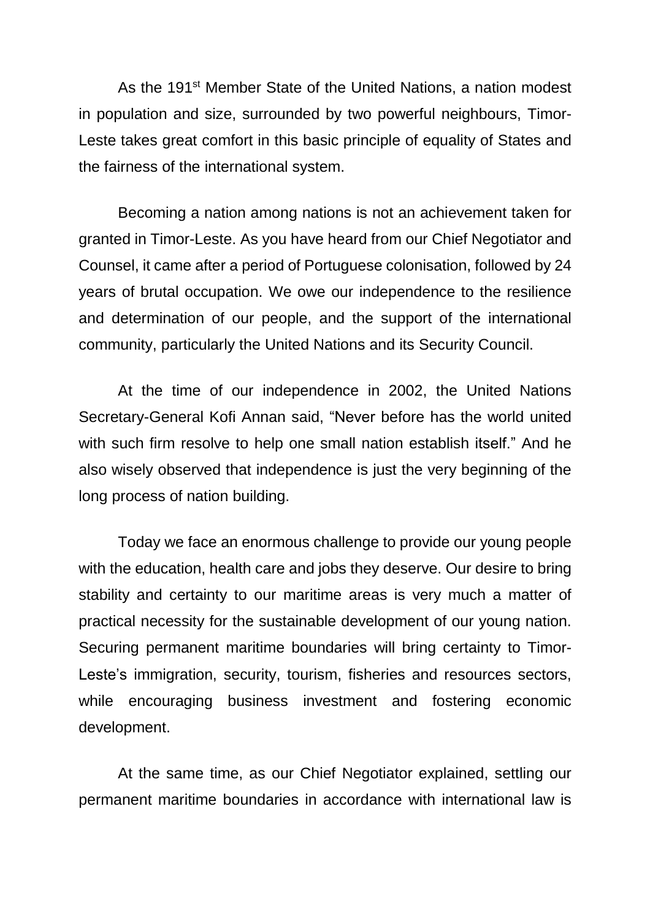As the 191st Member State of the United Nations, a nation modest in population and size, surrounded by two powerful neighbours, Timor-Leste takes great comfort in this basic principle of equality of States and the fairness of the international system.

Becoming a nation among nations is not an achievement taken for granted in Timor-Leste. As you have heard from our Chief Negotiator and Counsel, it came after a period of Portuguese colonisation, followed by 24 years of brutal occupation. We owe our independence to the resilience and determination of our people, and the support of the international community, particularly the United Nations and its Security Council.

At the time of our independence in 2002, the United Nations Secretary-General Kofi Annan said, "Never before has the world united with such firm resolve to help one small nation establish itself." And he also wisely observed that independence is just the very beginning of the long process of nation building.

Today we face an enormous challenge to provide our young people with the education, health care and jobs they deserve. Our desire to bring stability and certainty to our maritime areas is very much a matter of practical necessity for the sustainable development of our young nation. Securing permanent maritime boundaries will bring certainty to Timor-Leste's immigration, security, tourism, fisheries and resources sectors, while encouraging business investment and fostering economic development.

At the same time, as our Chief Negotiator explained, settling our permanent maritime boundaries in accordance with international law is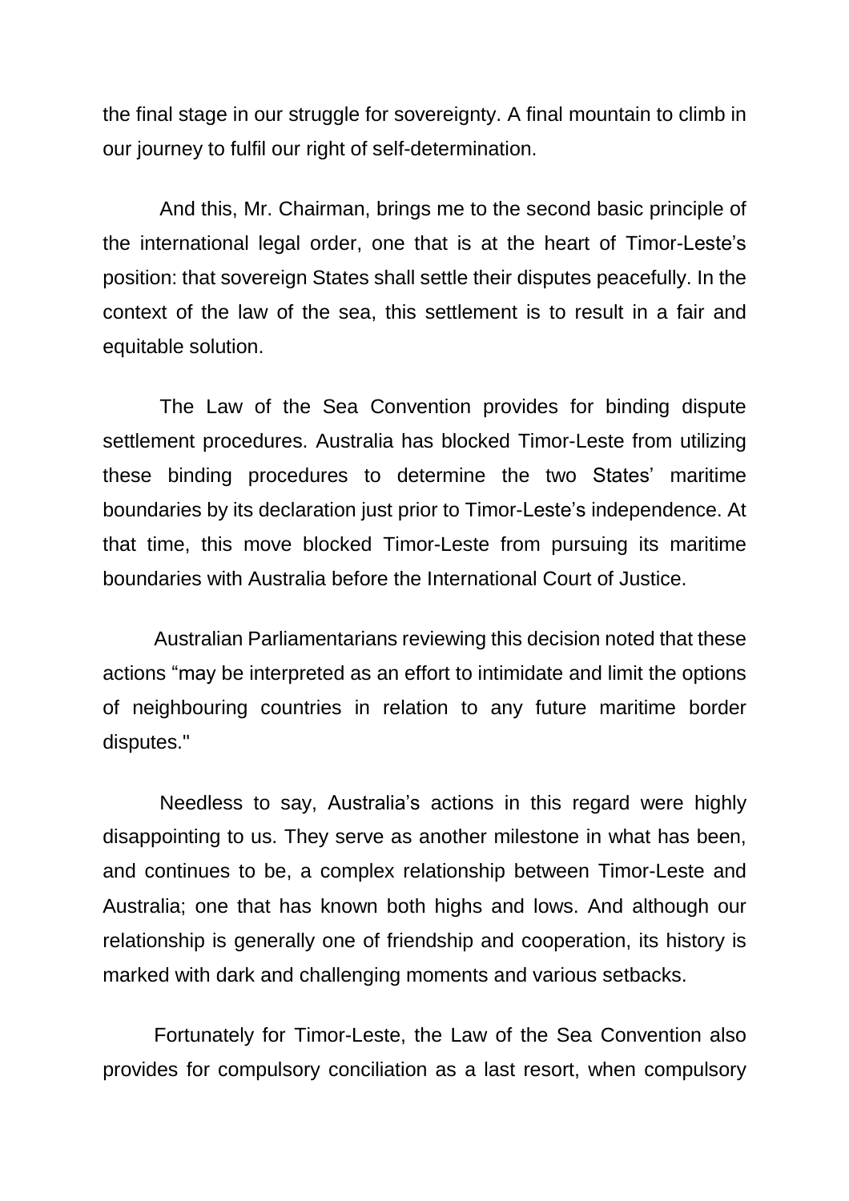the final stage in our struggle for sovereignty. A final mountain to climb in our journey to fulfil our right of self-determination.

And this, Mr. Chairman, brings me to the second basic principle of the international legal order, one that is at the heart of Timor-Leste's position: that sovereign States shall settle their disputes peacefully. In the context of the law of the sea, this settlement is to result in a fair and equitable solution.

The Law of the Sea Convention provides for binding dispute settlement procedures. Australia has blocked Timor-Leste from utilizing these binding procedures to determine the two States' maritime boundaries by its declaration just prior to Timor-Leste's independence. At that time, this move blocked Timor-Leste from pursuing its maritime boundaries with Australia before the International Court of Justice.

Australian Parliamentarians reviewing this decision noted that these actions "may be interpreted as an effort to intimidate and limit the options of neighbouring countries in relation to any future maritime border disputes."

Needless to say, Australia's actions in this regard were highly disappointing to us. They serve as another milestone in what has been, and continues to be, a complex relationship between Timor-Leste and Australia; one that has known both highs and lows. And although our relationship is generally one of friendship and cooperation, its history is marked with dark and challenging moments and various setbacks.

Fortunately for Timor-Leste, the Law of the Sea Convention also provides for compulsory conciliation as a last resort, when compulsory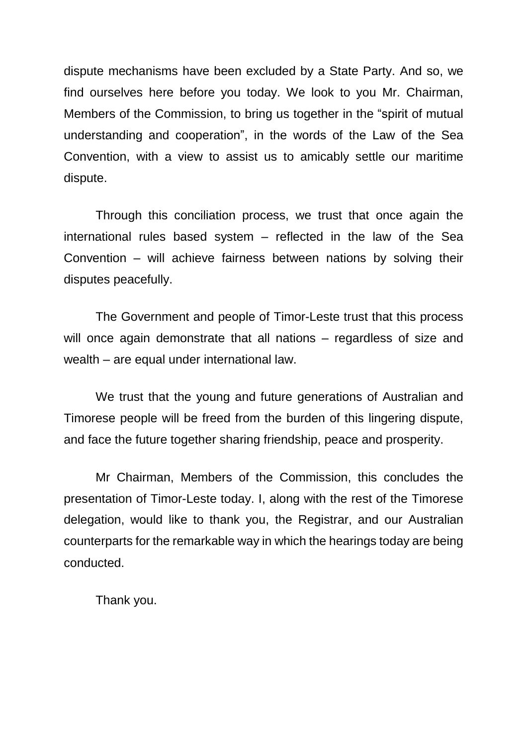dispute mechanisms have been excluded by a State Party. And so, we find ourselves here before you today. We look to you Mr. Chairman, Members of the Commission, to bring us together in the "spirit of mutual understanding and cooperation", in the words of the Law of the Sea Convention, with a view to assist us to amicably settle our maritime dispute.

Through this conciliation process, we trust that once again the international rules based system – reflected in the law of the Sea Convention – will achieve fairness between nations by solving their disputes peacefully.

The Government and people of Timor-Leste trust that this process will once again demonstrate that all nations – regardless of size and wealth – are equal under international law.

We trust that the young and future generations of Australian and Timorese people will be freed from the burden of this lingering dispute, and face the future together sharing friendship, peace and prosperity.

Mr Chairman, Members of the Commission, this concludes the presentation of Timor-Leste today. I, along with the rest of the Timorese delegation, would like to thank you, the Registrar, and our Australian counterparts for the remarkable way in which the hearings today are being conducted.

Thank you.